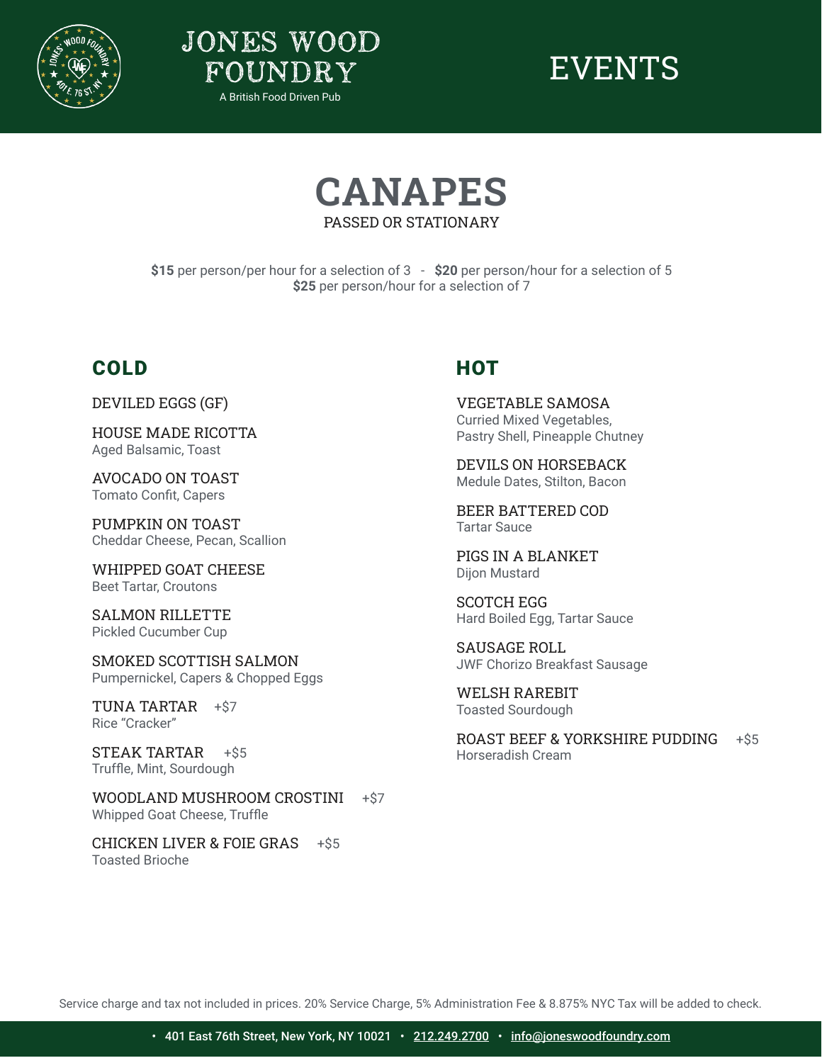# JONES WOOD FOUNDRY

A British Food Driven Pub

# EVENTS

## CANAPES

PASSED OR STATIONARY

**$15** per person/per hour for a selection of 3 - **$20** per person/hour for a selection of 5
**$25** per person/hour for a selection of 7

### COLD

DEVILED EGGS (GF)

HOUSE MADE RICOTTA
Aged Balsamic, Toast

AVOCADO ON TOAST
Tomato Confit, Capers

PUMPKIN ON TOAST
Cheddar Cheese, Pecan, Scallion

WHIPPED GOAT CHEESE
Beet Tartar, Croutons

SALMON RILLETTE
Pickled Cucumber Cup

SMOKED SCOTTISH SALMON
Pumpernickel, Capers & Chopped Eggs

TUNA TARTAR +$7
Rice "Cracker"

STEAK TARTAR +$5
Truffle, Mint, Sourdough

WOODLAND MUSHROOM CROSTINI +$7
Whipped Goat Cheese, Truffle

CHICKEN LIVER & FOIE GRAS +$5
Toasted Brioche

### HOT

VEGETABLE SAMOSA
Curried Mixed Vegetables, Pastry Shell, Pineapple Chutney

DEVILS ON HORSEBACK
Medule Dates, Stilton, Bacon

BEER BATTERED COD
Tartar Sauce

PIGS IN A BLANKET
Dijon Mustard

SCOTCH EGG
Hard Boiled Egg, Tartar Sauce

SAUSAGE ROLL
JWF Chorizo Breakfast Sausage

WELSH RAREBIT
Toasted Sourdough

ROAST BEEF & YORKSHIRE PUDDING +$5
Horseradish Cream

Service charge and tax not included in prices. 20% Service Charge, 5% Administration Fee & 8.875% NYC Tax will be added to check.

• 401 East 76th Street, New York, NY 10021 • 212.249.2700 • info@joneswoodfoundry.com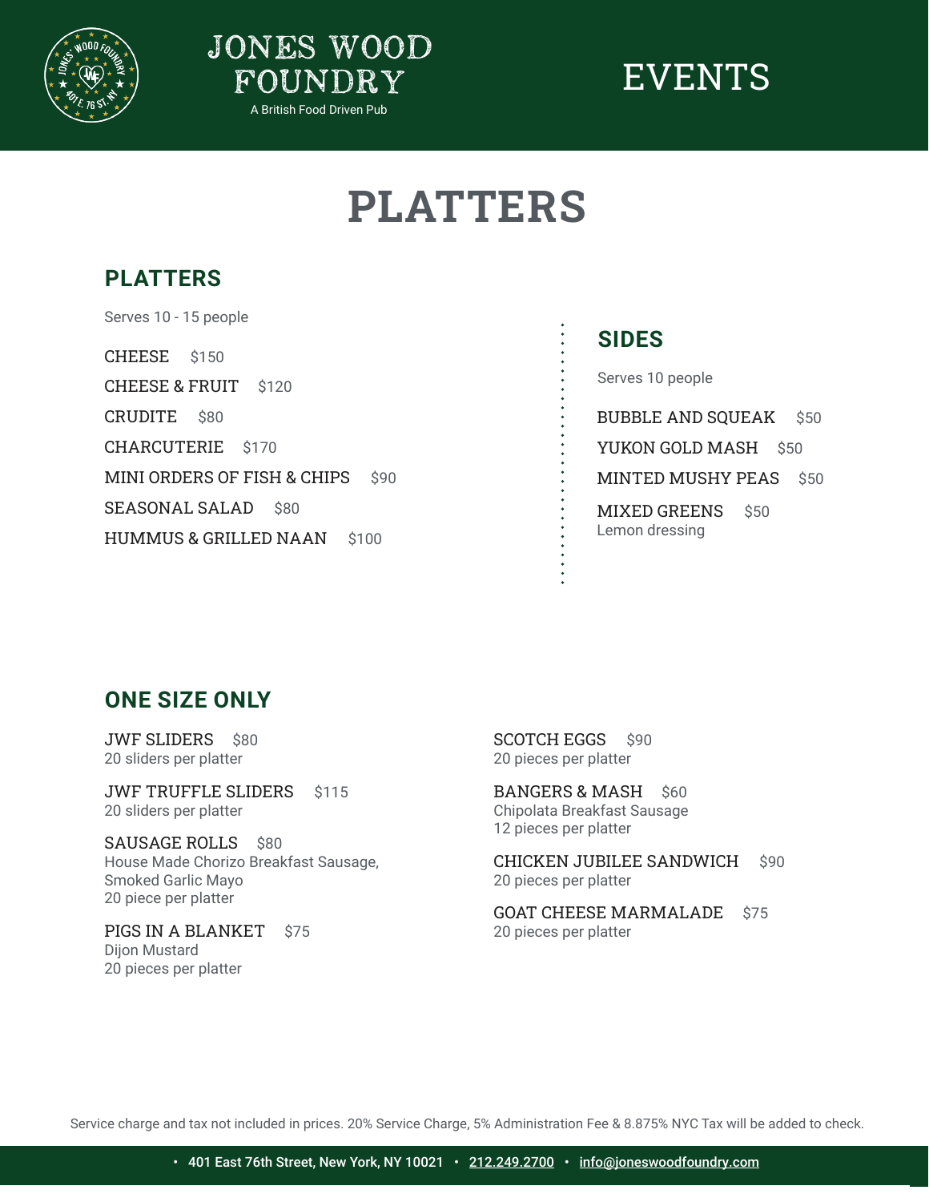JONES WOOD FOUNDRY

A British Food Driven Pub

EVENTS

# PLATTERS

## PLATTERS

Serves 10 - 15 people

CHEESE $150

CHEESE & FRUIT $120

CRUDITE $80

CHARCUTERIE $170

MINI ORDERS OF FISH & CHIPS $90

SEASONAL SALAD $80

HUMMUS & GRILLED NAAN $100

## SIDES

Serves 10 people

BUBBLE AND SQUEAK $50

YUKON GOLD MASH $50

MINTED MUSHY PEAS $50

MIXED GREENS $50
Lemon dressing

## ONE SIZE ONLY

JWF SLIDERS $80
20 sliders per platter

JWF TRUFFLE SLIDERS $115
20 sliders per platter

SAUSAGE ROLLS $80
House Made Chorizo Breakfast Sausage, Smoked Garlic Mayo
20 piece per platter

PIGS IN A BLANKET $75
Dijon Mustard
20 pieces per platter

SCOTCH EGGS $90
20 pieces per platter

BANGERS & MASH $60
Chipolata Breakfast Sausage
12 pieces per platter

CHICKEN JUBILEE SANDWICH $90
20 pieces per platter

GOAT CHEESE MARMALADE $75
20 pieces per platter

Service charge and tax not included in prices. 20% Service Charge, 5% Administration Fee & 8.875% NYC Tax will be added to check.

• 401 East 76th Street, New York, NY 10021 • 212.249.2700 • info@joneswoodfoundry.com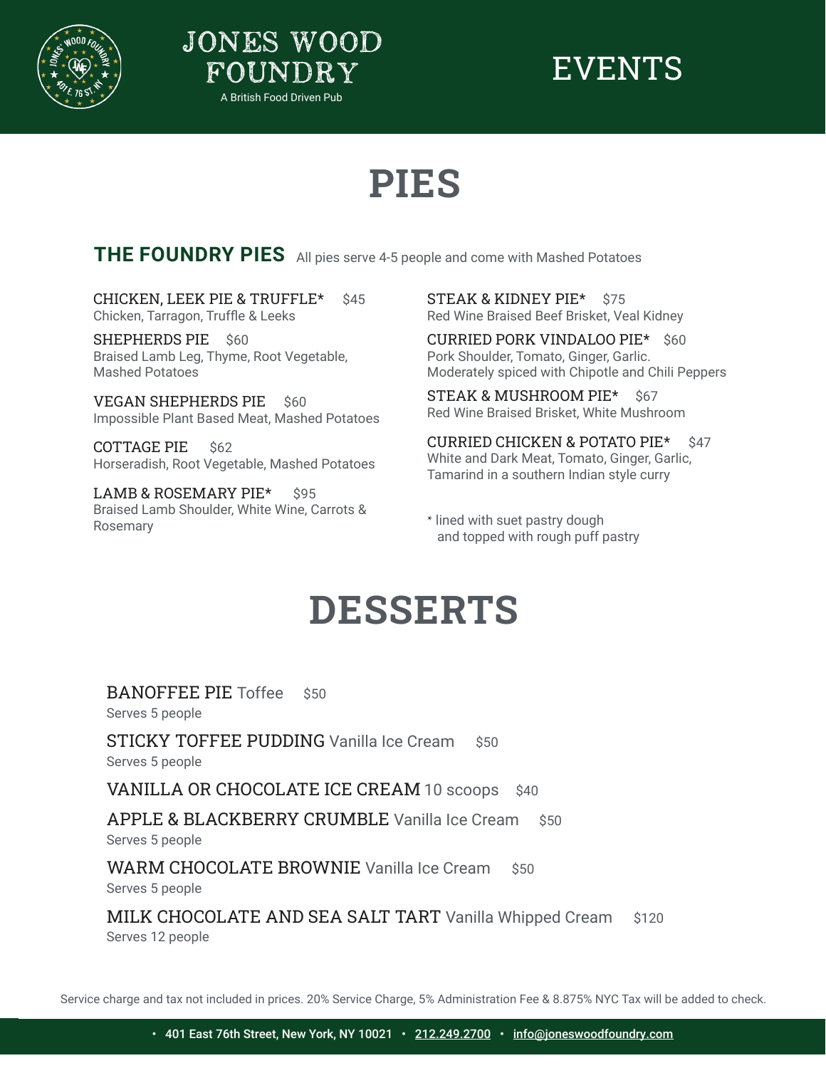JONES WOOD FOUNDRY
A British Food Driven Pub

EVENTS

# PIES

## THE FOUNDRY PIES

All pies serve 4-5 people and come with Mashed Potatoes

CHICKEN, LEEK PIE & TRUFFLE* $45
Chicken, Tarragon, Truffle & Leeks

SHEPHERDS PIE $60
Braised Lamb Leg, Thyme, Root Vegetable, Mashed Potatoes

VEGAN SHEPHERDS PIE $60
Impossible Plant Based Meat, Mashed Potatoes

COTTAGE PIE $62
Horseradish, Root Vegetable, Mashed Potatoes

LAMB & ROSEMARY PIE* $95
Braised Lamb Shoulder, White Wine, Carrots & Rosemary

STEAK & KIDNEY PIE* $75
Red Wine Braised Beef Brisket, Veal Kidney

CURRIED PORK VINDALOO PIE* $60
Pork Shoulder, Tomato, Ginger, Garlic.
Moderately spiced with Chipotle and Chili Peppers

STEAK & MUSHROOM PIE* $67
Red Wine Braised Brisket, White Mushroom

CURRIED CHICKEN & POTATO PIE* $47
White and Dark Meat, Tomato, Ginger, Garlic, Tamarind in a southern Indian style curry

* lined with suet pastry dough and topped with rough puff pastry

# DESSERTS

BANOFFEE PIE Toffee $50
Serves 5 people

STICKY TOFFEE PUDDING Vanilla Ice Cream $50
Serves 5 people

VANILLA OR CHOCOLATE ICE CREAM 10 scoops $40

APPLE & BLACKBERRY CRUMBLE Vanilla Ice Cream $50
Serves 5 people

WARM CHOCOLATE BROWNIE Vanilla Ice Cream $50
Serves 5 people

MILK CHOCOLATE AND SEA SALT TART Vanilla Whipped Cream $120
Serves 12 people

Service charge and tax not included in prices. 20% Service Charge, 5% Administration Fee & 8.875% NYC Tax will be added to check.

• 401 East 76th Street, New York, NY 10021 • 212.249.2700 • info@joneswoodfoundry.com